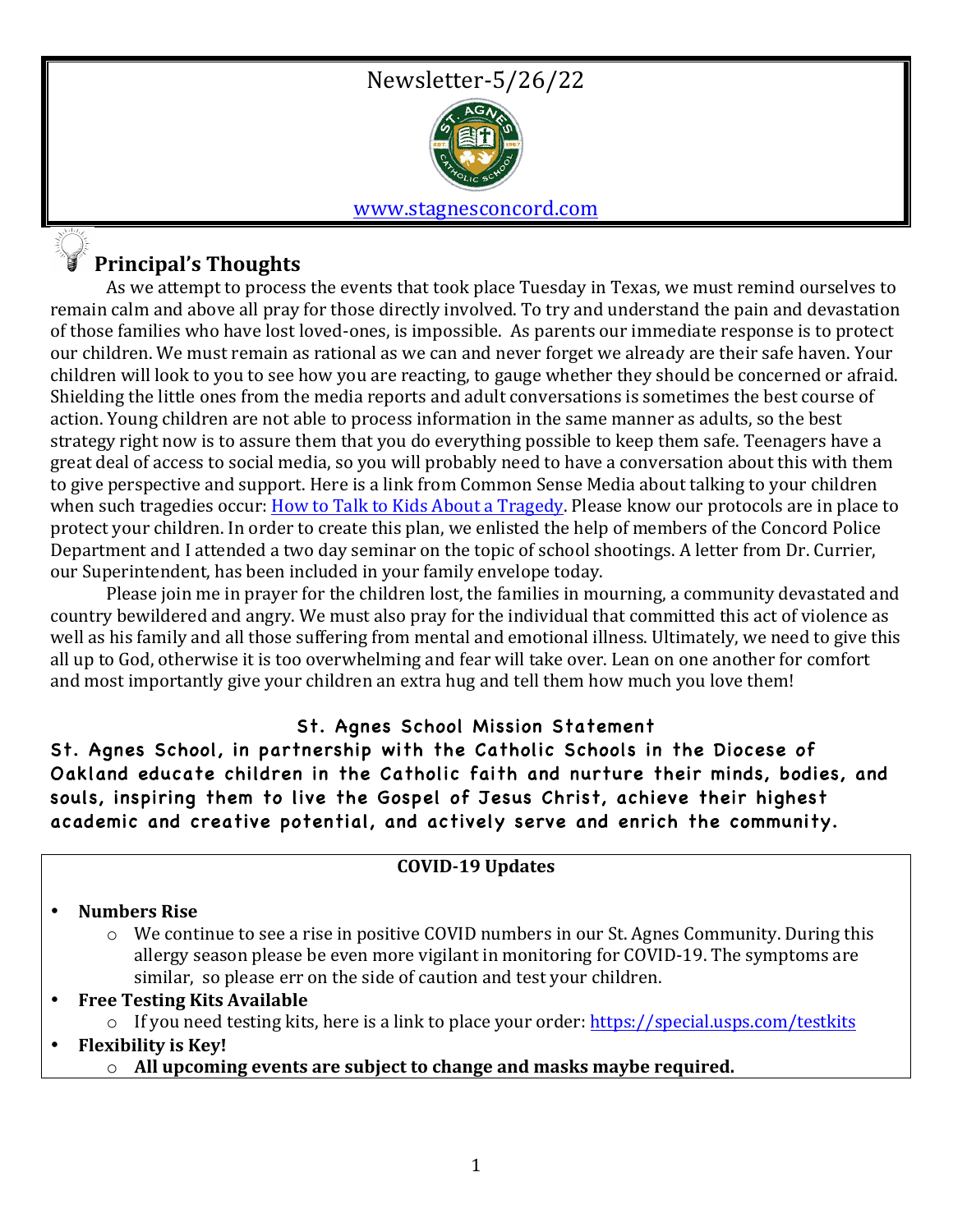# Newsletter-5/26/22

[www.stagnesconcord.com](http://www.stagnesconcord.com)

## Principal's Thoughts

As we attempt to process the events that took place Tuesday in Texas, we must remind ourselves to remain calm and above all pray for those directly involved. To try and understand the pain and devastation of those families who have lost loved-ones, is impossible. As parents our immediate response is to protect our children. We must remain as rational as we can and never forget we already are their safe haven. Your children will look to you to see how you are reacting, to gauge whether they should be concerned or afraid. Shielding the little ones from the media reports and adult conversations is sometimes the best course of action. Young children are not able to process information in the same manner as adults, so the best strategy right now is to assure them that you do everything possible to keep them safe. Teenagers have a great deal of access to social media, so you will probably need to have a conversation about this with them to give perspective and support. Here is a link from Common Sense Media about talking to your children when such tragedies occur: How to Talk to Kids About a Tragedy. Please know our protocols are in place to protect your children. In order to create this plan, we enlisted the help of members of the Concord Police Department and I attended a two day seminar on the topic of school shootings. A letter from Dr. Currier, our Superintendent, has been included in your family envelope today.

Please join me in prayer for the children lost, the families in mourning, a community devastated and country bewildered and angry. We must also pray for the individual that committed this act of violence as well as his family and all those suffering from mental and emotional illness. Ultimately, we need to give this all up to God, otherwise it is too overwhelming and fear will take over. Lean on one another for comfort and most importantly give your children an extra hug and tell them how much you love them!

### St. Agnes School Mission Statement

**St. Agnes School, in partnership with the Catholic Schools in the Diocese of Oakland educate children in the Catholic faith and nurture their minds, bodies, and souls, inspiring them to live the Gospel of Jesus Christ, achieve their highest academic and creative potential, and actively serve and enrich the community.**

### COVID-19 Updates

- **Numbers Rise**
  - We continue to see a rise in positive COVID numbers in our St. Agnes Community. During this allergy season please be even more vigilant in monitoring for COVID-19. The symptoms are similar, so please err on the side of caution and test your children.
- **Free Testing Kits Available**
  - If you need testing kits, here is a link to place your order: https://special.usps.com/testkits
- **Flexibility is Key!**
  - **All upcoming events are subject to change and masks maybe required.**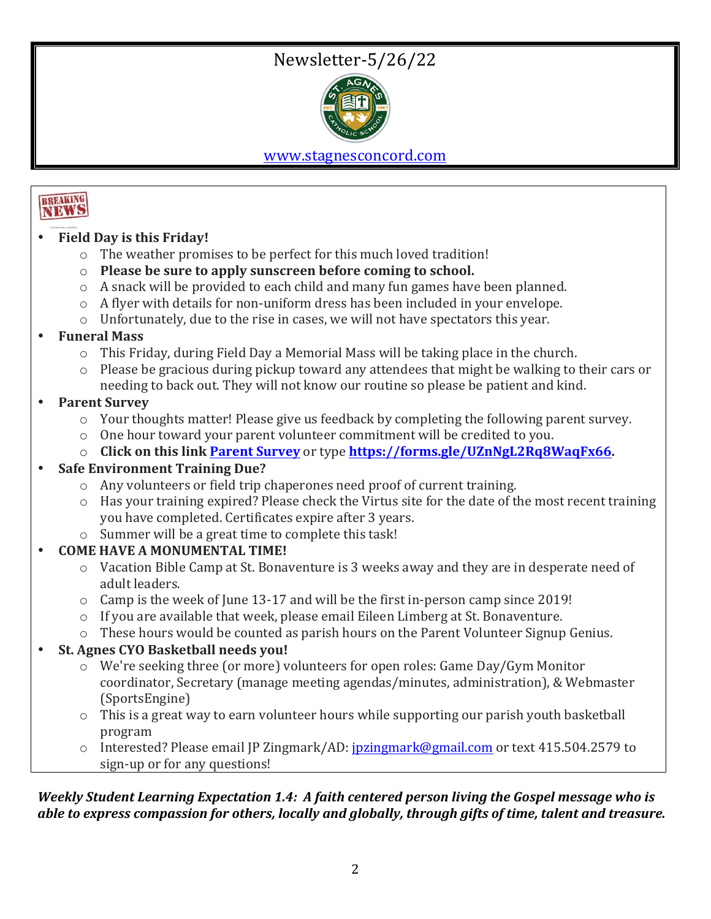# Newsletter-5/26/22

[www.stagnesconcord.com](www.stagnesconcord.com)

BREAKING NEWS

- **Field Day is this Friday!**
  - The weather promises to be perfect for this much loved tradition!
  - **Please be sure to apply sunscreen before coming to school.**
  - A snack will be provided to each child and many fun games have been planned.
  - A flyer with details for non-uniform dress has been included in your envelope.
  - Unfortunately, due to the rise in cases, we will not have spectators this year.
- **Funeral Mass**
  - This Friday, during Field Day a Memorial Mass will be taking place in the church.
  - Please be gracious during pickup toward any attendees that might be walking to their cars or needing to back out. They will not know our routine so please be patient and kind.
- **Parent Survey**
  - Your thoughts matter! Please give us feedback by completing the following parent survey.
  - One hour toward your parent volunteer commitment will be credited to you.
  - **Click on this link [Parent Survey](https://forms.gle/UZnNgL2Rq8WaqFx66) or type [https://forms.gle/UZnNgL2Rq8WaqFx66](https://forms.gle/UZnNgL2Rq8WaqFx66).**
- **Safe Environment Training Due?**
  - Any volunteers or field trip chaperones need proof of current training.
  - Has your training expired? Please check the Virtus site for the date of the most recent training you have completed. Certificates expire after 3 years.
  - Summer will be a great time to complete this task!
- **COME HAVE A MONUMENTAL TIME!**
  - Vacation Bible Camp at St. Bonaventure is 3 weeks away and they are in desperate need of adult leaders.
  - Camp is the week of June 13-17 and will be the first in-person camp since 2019!
  - If you are available that week, please email Eileen Limberg at St. Bonaventure.
  - These hours would be counted as parish hours on the Parent Volunteer Signup Genius.
- **St. Agnes CYO Basketball needs you!**
  - We're seeking three (or more) volunteers for open roles: Game Day/Gym Monitor coordinator, Secretary (manage meeting agendas/minutes, administration), & Webmaster (SportsEngine)
  - This is a great way to earn volunteer hours while supporting our parish youth basketball program
  - Interested? Please email JP Zingmark/AD: [jpzingmark@gmail.com](mailto:jpzingmark@gmail.com) or text 415.504.2579 to sign-up or for any questions!

***Weekly Student Learning Expectation 1.4: A faith centered person living the Gospel message who is able to express compassion for others, locally and globally, through gifts of time, talent and treasure.***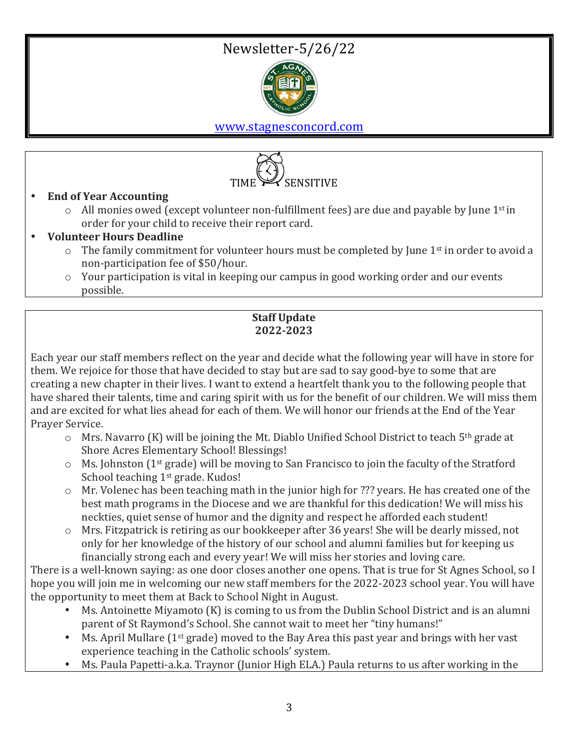# Newsletter-5/26/22

[www.stagnesconcord.com](http://www.stagnesconcord.com)

TIME SENSITIVE

- **End of Year Accounting**
  - All monies owed (except volunteer non-fulfillment fees) are due and payable by June 1st in order for your child to receive their report card.
- **Volunteer Hours Deadline**
  - The family commitment for volunteer hours must be completed by June 1st in order to avoid a non-participation fee of $50/hour.
  - Your participation is vital in keeping our campus in good working order and our events possible.

## Staff Update 2022-2023

Each year our staff members reflect on the year and decide what the following year will have in store for them. We rejoice for those that have decided to stay but are sad to say good-bye to some that are creating a new chapter in their lives. I want to extend a heartfelt thank you to the following people that have shared their talents, time and caring spirit with us for the benefit of our children. We will miss them and are excited for what lies ahead for each of them. We will honor our friends at the End of the Year Prayer Service.

- Mrs. Navarro (K) will be joining the Mt. Diablo Unified School District to teach 5th grade at Shore Acres Elementary School! Blessings!
- Ms. Johnston (1st grade) will be moving to San Francisco to join the faculty of the Stratford School teaching 1st grade. Kudos!
- Mr. Volenec has been teaching math in the junior high for ??? years. He has created one of the best math programs in the Diocese and we are thankful for this dedication! We will miss his neckties, quiet sense of humor and the dignity and respect he afforded each student!
- Mrs. Fitzpatrick is retiring as our bookkeeper after 36 years! She will be dearly missed, not only for her knowledge of the history of our school and alumni families but for keeping us financially strong each and every year! We will miss her stories and loving care.

There is a well-known saying: as one door closes another one opens. That is true for St Agnes School, so I hope you will join me in welcoming our new staff members for the 2022-2023 school year. You will have the opportunity to meet them at Back to School Night in August.

- Ms. Antoinette Miyamoto (K) is coming to us from the Dublin School District and is an alumni parent of St Raymond's School. She cannot wait to meet her "tiny humans!"
- Ms. April Mullare (1st grade) moved to the Bay Area this past year and brings with her vast experience teaching in the Catholic schools' system.
- Ms. Paula Papetti-a.k.a. Traynor (Junior High ELA.) Paula returns to us after working in the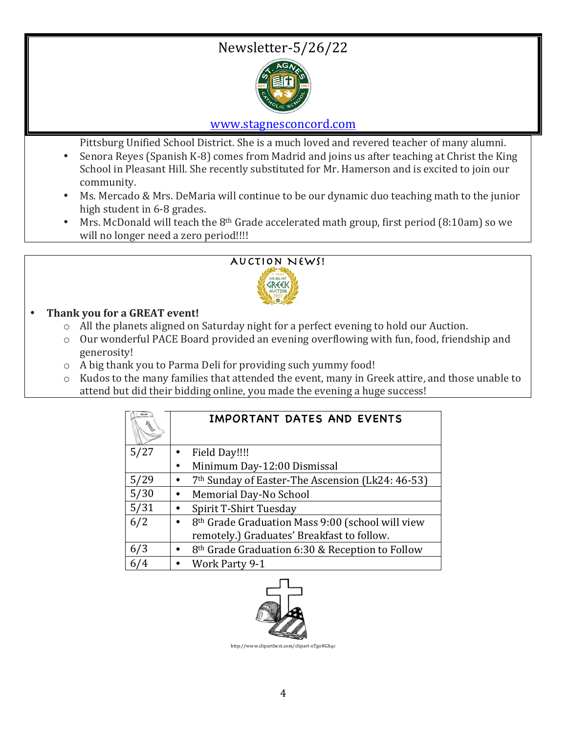# Newsletter-5/26/22

www.stagnesconcord.com

Pittsburg Unified School District. She is a much loved and revered teacher of many alumni.

- Senora Reyes (Spanish K-8) comes from Madrid and joins us after teaching at Christ the King School in Pleasant Hill. She recently substituted for Mr. Hamerson and is excited to join our community.
- Ms. Mercado & Mrs. DeMaria will continue to be our dynamic duo teaching math to the junior high student in 6-8 grades.
- Mrs. McDonald will teach the 8th Grade accelerated math group, first period (8:10am) so we will no longer need a zero period!!!!

## AUCTION NEWS!

- **Thank you for a GREAT event!**
  - All the planets aligned on Saturday night for a perfect evening to hold our Auction.
  - Our wonderful PACE Board provided an evening overflowing with fun, food, friendship and generosity!
  - A big thank you to Parma Deli for providing such yummy food!
  - Kudos to the many families that attended the event, many in Greek attire, and those unable to attend but did their bidding online, you made the evening a huge success!

| | IMPORTANT DATES AND EVENTS |
|---|---|
| 5/27 | • Field Day!!!!<br>• Minimum Day-12:00 Dismissal |
| 5/29 | • 7th Sunday of Easter-The Ascension (Lk24: 46-53) |
| 5/30 | • Memorial Day-No School |
| 5/31 | • Spirit T-Shirt Tuesday |
| 6/2 | • 8th Grade Graduation Mass 9:00 (school will view remotely.) Graduates' Breakfast to follow. |
| 6/3 | • 8th Grade Graduation 6:30 & Reception to Follow |
| 6/4 | • Work Party 9-1 |

http://www.clipartbest.com/clipart-xTgo8GXqc